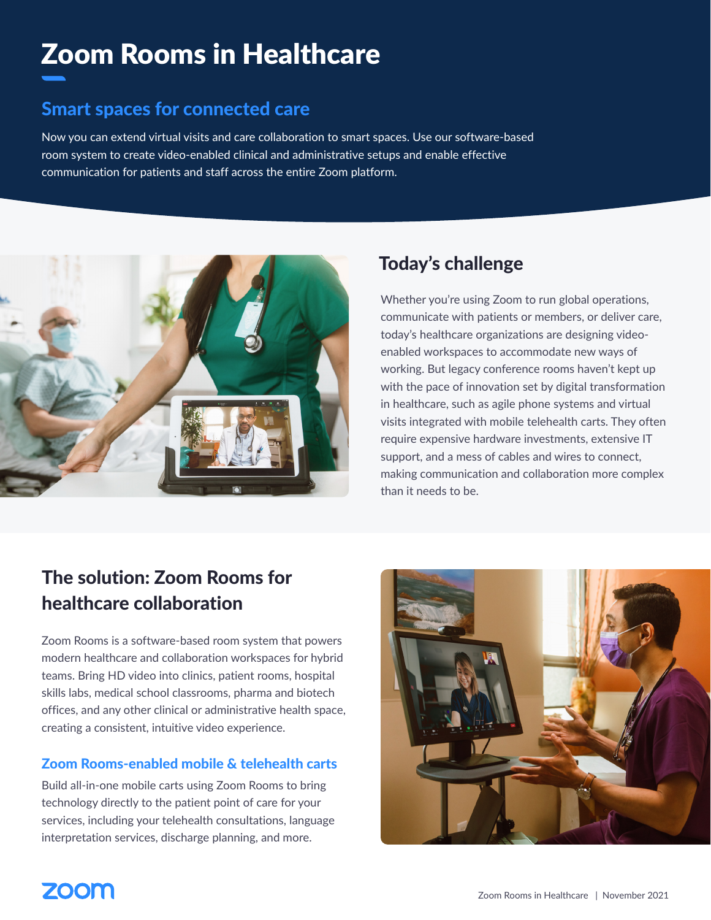# Zoom Rooms in Healthcare

## Smart spaces for connected care

Now you can extend virtual visits and care collaboration to smart spaces. Use our software-based room system to create video-enabled clinical and administrative setups and enable effective communication for patients and staff across the entire Zoom platform.

## Today's challenge

Whether you're using Zoom to run global operations, communicate with patients or members, or deliver care, today's healthcare organizations are designing video-enabled workspaces to accommodate new ways of working. But legacy conference rooms haven't kept up with the pace of innovation set by digital transformation in healthcare, such as agile phone systems and virtual visits integrated with mobile telehealth carts. They often require expensive hardware investments, extensive IT support, and a mess of cables and wires to connect, making communication and collaboration more complex than it needs to be.

## The solution: Zoom Rooms for healthcare collaboration

Zoom Rooms is a software-based room system that powers modern healthcare and collaboration workspaces for hybrid teams. Bring HD video into clinics, patient rooms, hospital skills labs, medical school classrooms, pharma and biotech offices, and any other clinical or administrative health space, creating a consistent, intuitive video experience.

### Zoom Rooms-enabled mobile & telehealth carts

Build all-in-one mobile carts using Zoom Rooms to bring technology directly to the patient point of care for your services, including your telehealth consultations, language interpretation services, discharge planning, and more.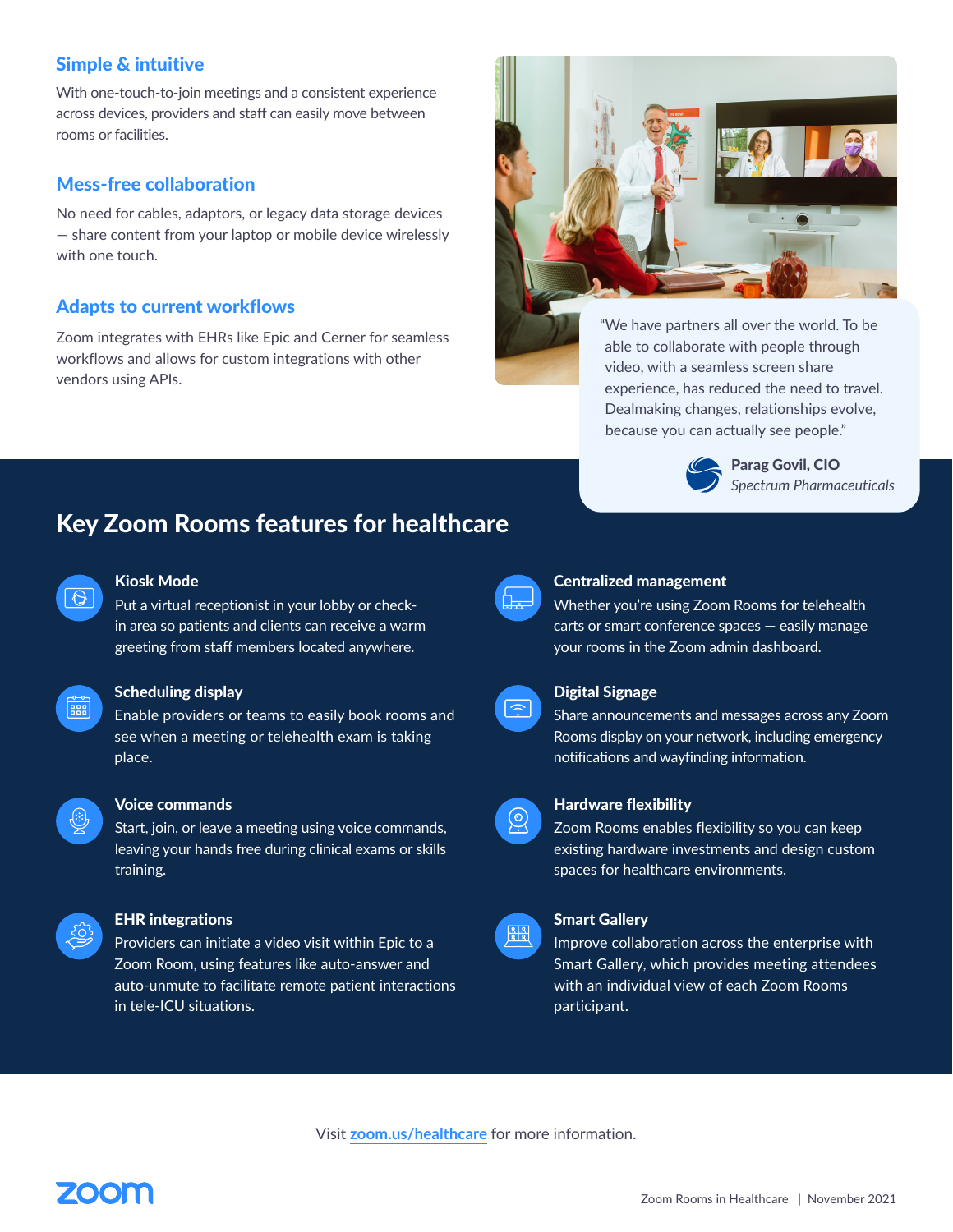### Simple & intuitive

With one-touch-to-join meetings and a consistent experience across devices, providers and staff can easily move between rooms or facilities.

### Mess-free collaboration

No need for cables, adaptors, or legacy data storage devices — share content from your laptop or mobile device wirelessly with one touch.

### Adapts to current workflows

Zoom integrates with EHRs like Epic and Cerner for seamless workflows and allows for custom integrations with other vendors using APIs.

"We have partners all over the world. To be able to collaborate with people through video, with a seamless screen share experience, has reduced the need to travel. Dealmaking changes, relationships evolve, because you can actually see people."

**Parag Govil, CIO**
*Spectrum Pharmaceuticals*

## Key Zoom Rooms features for healthcare

**Kiosk Mode**
Put a virtual receptionist in your lobby or check-in area so patients and clients can receive a warm greeting from staff members located anywhere.

**Scheduling display**
Enable providers or teams to easily book rooms and see when a meeting or telehealth exam is taking place.

**Voice commands**
Start, join, or leave a meeting using voice commands, leaving your hands free during clinical exams or skills training.

**EHR integrations**
Providers can initiate a video visit within Epic to a Zoom Room, using features like auto-answer and auto-unmute to facilitate remote patient interactions in tele-ICU situations.

**Centralized management**
Whether you're using Zoom Rooms for telehealth carts or smart conference spaces — easily manage your rooms in the Zoom admin dashboard.

**Digital Signage**
Share announcements and messages across any Zoom Rooms display on your network, including emergency notifications and wayfinding information.

**Hardware flexibility**
Zoom Rooms enables flexibility so you can keep existing hardware investments and design custom spaces for healthcare environments.

**Smart Gallery**
Improve collaboration across the enterprise with Smart Gallery, which provides meeting attendees with an individual view of each Zoom Rooms participant.

Visit [zoom.us/healthcare](zoom.us/healthcare) for more information.

zoom

Zoom Rooms in Healthcare | November 2021